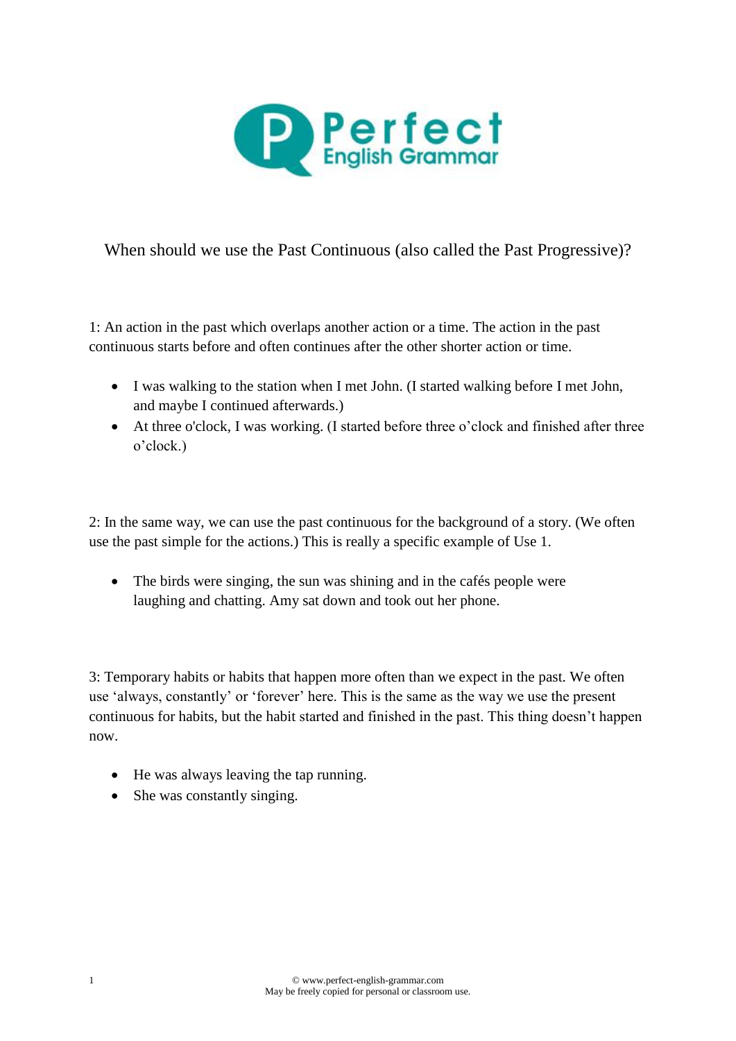Perfect English Grammar

# When should we use the Past Continuous (also called the Past Progressive)?

1: An action in the past which overlaps another action or a time. The action in the past continuous starts before and often continues after the other shorter action or time.

- I was walking to the station when I met John. (I started walking before I met John, and maybe I continued afterwards.)
- At three o'clock, I was working. (I started before three o'clock and finished after three o'clock.)

2: In the same way, we can use the past continuous for the background of a story. (We often use the past simple for the actions.) This is really a specific example of Use 1.

- The birds were singing, the sun was shining and in the cafés people were laughing and chatting. Amy sat down and took out her phone.

3: Temporary habits or habits that happen more often than we expect in the past. We often use 'always, constantly' or 'forever' here. This is the same as the way we use the present continuous for habits, but the habit started and finished in the past. This thing doesn't happen now.

- He was always leaving the tap running.
- She was constantly singing.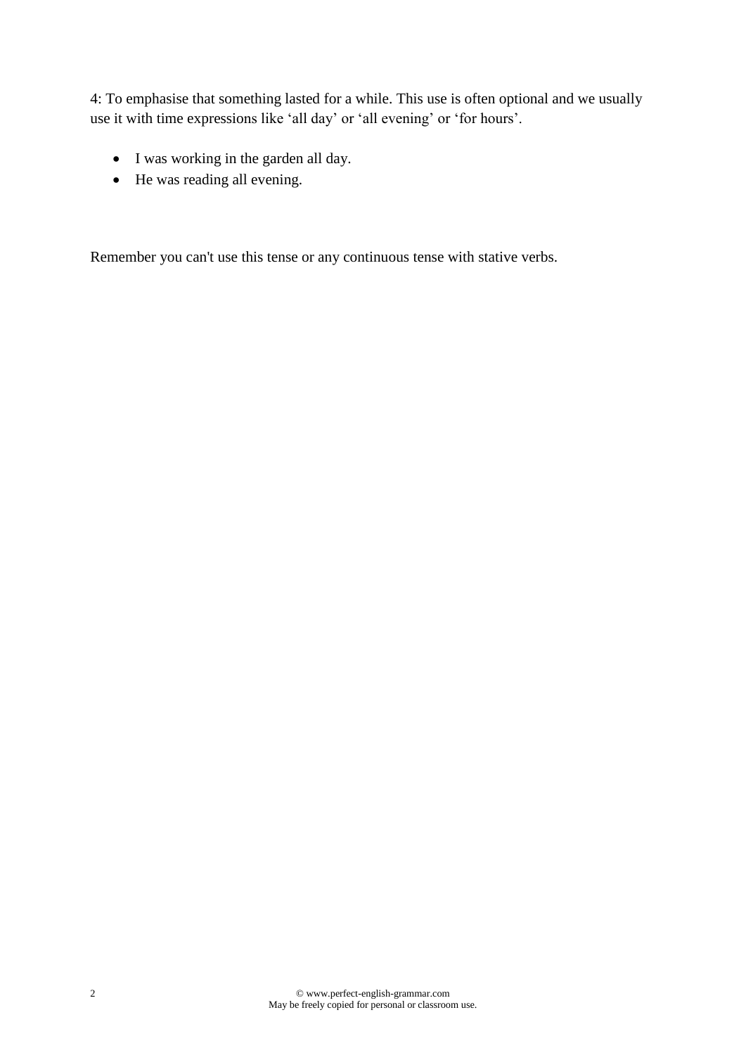4: To emphasise that something lasted for a while. This use is often optional and we usually use it with time expressions like ‘all day’ or ‘all evening’ or ‘for hours’.

- I was working in the garden all day.
- He was reading all evening.

Remember you can't use this tense or any continuous tense with stative verbs.